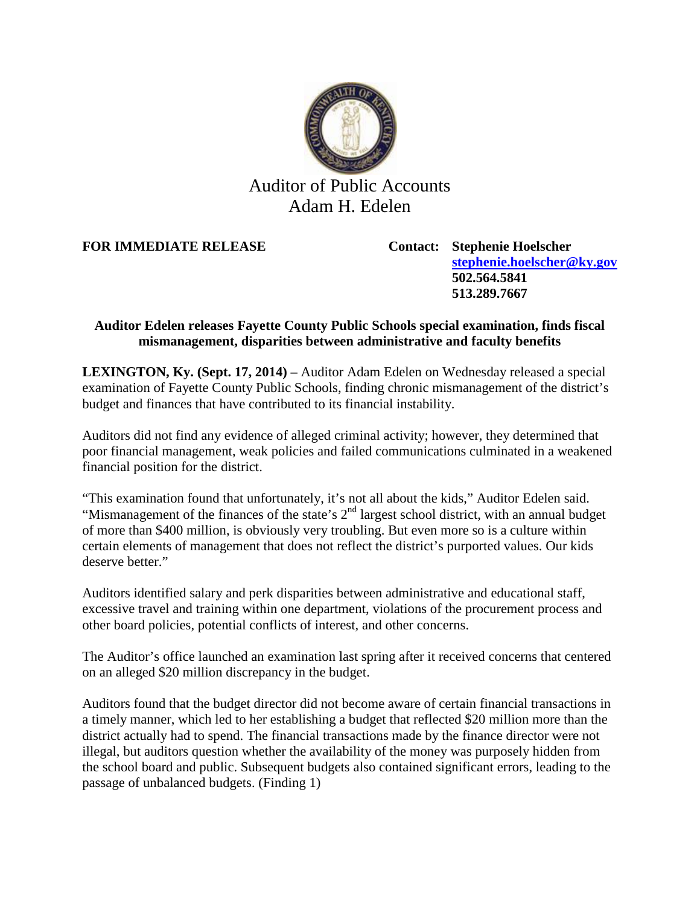Auditor of Public Accounts
Adam H. Edelen

**FOR IMMEDIATE RELEASE**

**Contact: Stephenie Hoelscher**
**stephenie.hoelscher@ky.gov**
**502.564.5841**
**513.289.7667**

**Auditor Edelen releases Fayette County Public Schools special examination, finds fiscal mismanagement, disparities between administrative and faculty benefits**

**LEXINGTON, Ky. (Sept. 17, 2014) –** Auditor Adam Edelen on Wednesday released a special examination of Fayette County Public Schools, finding chronic mismanagement of the district's budget and finances that have contributed to its financial instability.

Auditors did not find any evidence of alleged criminal activity; however, they determined that poor financial management, weak policies and failed communications culminated in a weakened financial position for the district.

"This examination found that unfortunately, it's not all about the kids," Auditor Edelen said. "Mismanagement of the finances of the state's 2nd largest school district, with an annual budget of more than $400 million, is obviously very troubling. But even more so is a culture within certain elements of management that does not reflect the district's purported values. Our kids deserve better."

Auditors identified salary and perk disparities between administrative and educational staff, excessive travel and training within one department, violations of the procurement process and other board policies, potential conflicts of interest, and other concerns.

The Auditor's office launched an examination last spring after it received concerns that centered on an alleged $20 million discrepancy in the budget.

Auditors found that the budget director did not become aware of certain financial transactions in a timely manner, which led to her establishing a budget that reflected $20 million more than the district actually had to spend. The financial transactions made by the finance director were not illegal, but auditors question whether the availability of the money was purposely hidden from the school board and public. Subsequent budgets also contained significant errors, leading to the passage of unbalanced budgets. (Finding 1)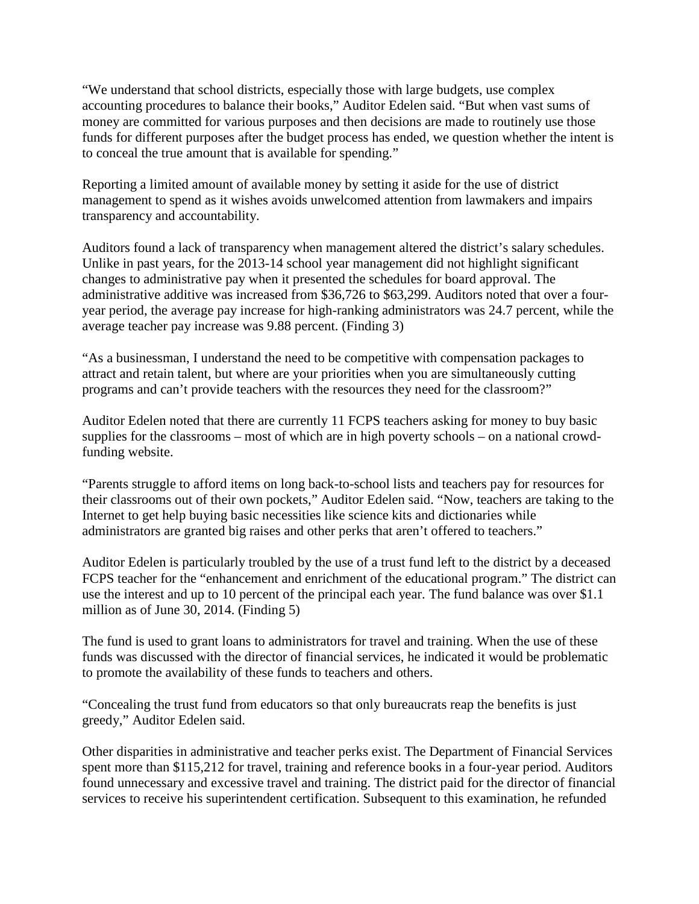"We understand that school districts, especially those with large budgets, use complex accounting procedures to balance their books," Auditor Edelen said. "But when vast sums of money are committed for various purposes and then decisions are made to routinely use those funds for different purposes after the budget process has ended, we question whether the intent is to conceal the true amount that is available for spending."

Reporting a limited amount of available money by setting it aside for the use of district management to spend as it wishes avoids unwelcomed attention from lawmakers and impairs transparency and accountability.

Auditors found a lack of transparency when management altered the district's salary schedules. Unlike in past years, for the 2013-14 school year management did not highlight significant changes to administrative pay when it presented the schedules for board approval. The administrative additive was increased from $36,726 to $63,299. Auditors noted that over a four-year period, the average pay increase for high-ranking administrators was 24.7 percent, while the average teacher pay increase was 9.88 percent. (Finding 3)

"As a businessman, I understand the need to be competitive with compensation packages to attract and retain talent, but where are your priorities when you are simultaneously cutting programs and can't provide teachers with the resources they need for the classroom?"

Auditor Edelen noted that there are currently 11 FCPS teachers asking for money to buy basic supplies for the classrooms – most of which are in high poverty schools – on a national crowd-funding website.

"Parents struggle to afford items on long back-to-school lists and teachers pay for resources for their classrooms out of their own pockets," Auditor Edelen said. "Now, teachers are taking to the Internet to get help buying basic necessities like science kits and dictionaries while administrators are granted big raises and other perks that aren't offered to teachers."

Auditor Edelen is particularly troubled by the use of a trust fund left to the district by a deceased FCPS teacher for the "enhancement and enrichment of the educational program." The district can use the interest and up to 10 percent of the principal each year. The fund balance was over $1.1 million as of June 30, 2014. (Finding 5)

The fund is used to grant loans to administrators for travel and training. When the use of these funds was discussed with the director of financial services, he indicated it would be problematic to promote the availability of these funds to teachers and others.

"Concealing the trust fund from educators so that only bureaucrats reap the benefits is just greedy," Auditor Edelen said.

Other disparities in administrative and teacher perks exist. The Department of Financial Services spent more than $115,212 for travel, training and reference books in a four-year period. Auditors found unnecessary and excessive travel and training. The district paid for the director of financial services to receive his superintendent certification. Subsequent to this examination, he refunded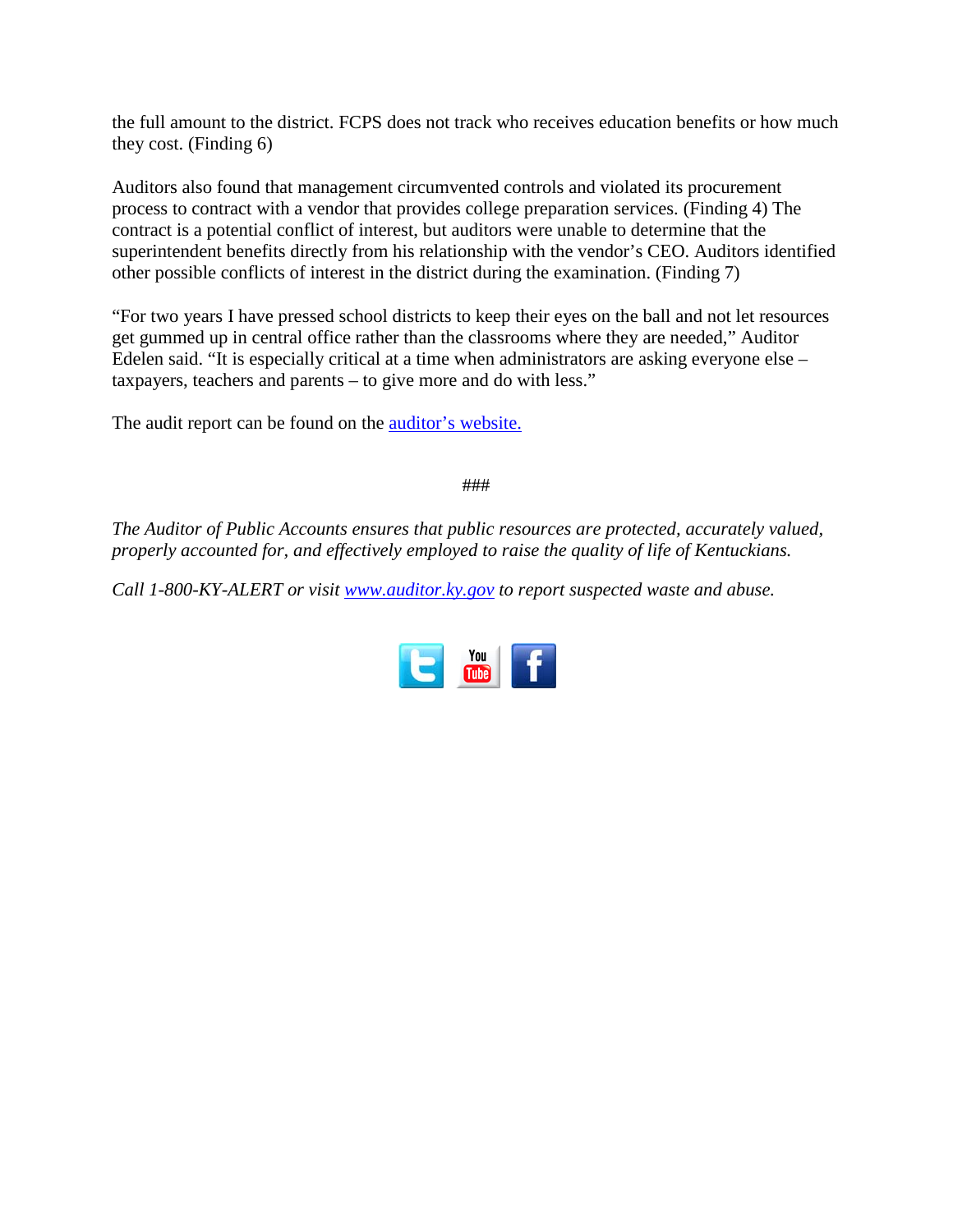the full amount to the district. FCPS does not track who receives education benefits or how much they cost. (Finding 6)

Auditors also found that management circumvented controls and violated its procurement process to contract with a vendor that provides college preparation services. (Finding 4) The contract is a potential conflict of interest, but auditors were unable to determine that the superintendent benefits directly from his relationship with the vendor's CEO. Auditors identified other possible conflicts of interest in the district during the examination. (Finding 7)

"For two years I have pressed school districts to keep their eyes on the ball and not let resources get gummed up in central office rather than the classrooms where they are needed," Auditor Edelen said. "It is especially critical at a time when administrators are asking everyone else – taxpayers, teachers and parents – to give more and do with less."

The audit report can be found on the auditor's website.

###

*The Auditor of Public Accounts ensures that public resources are protected, accurately valued, properly accounted for, and effectively employed to raise the quality of life of Kentuckians.*

*Call 1-800-KY-ALERT or visit www.auditor.ky.gov to report suspected waste and abuse.*